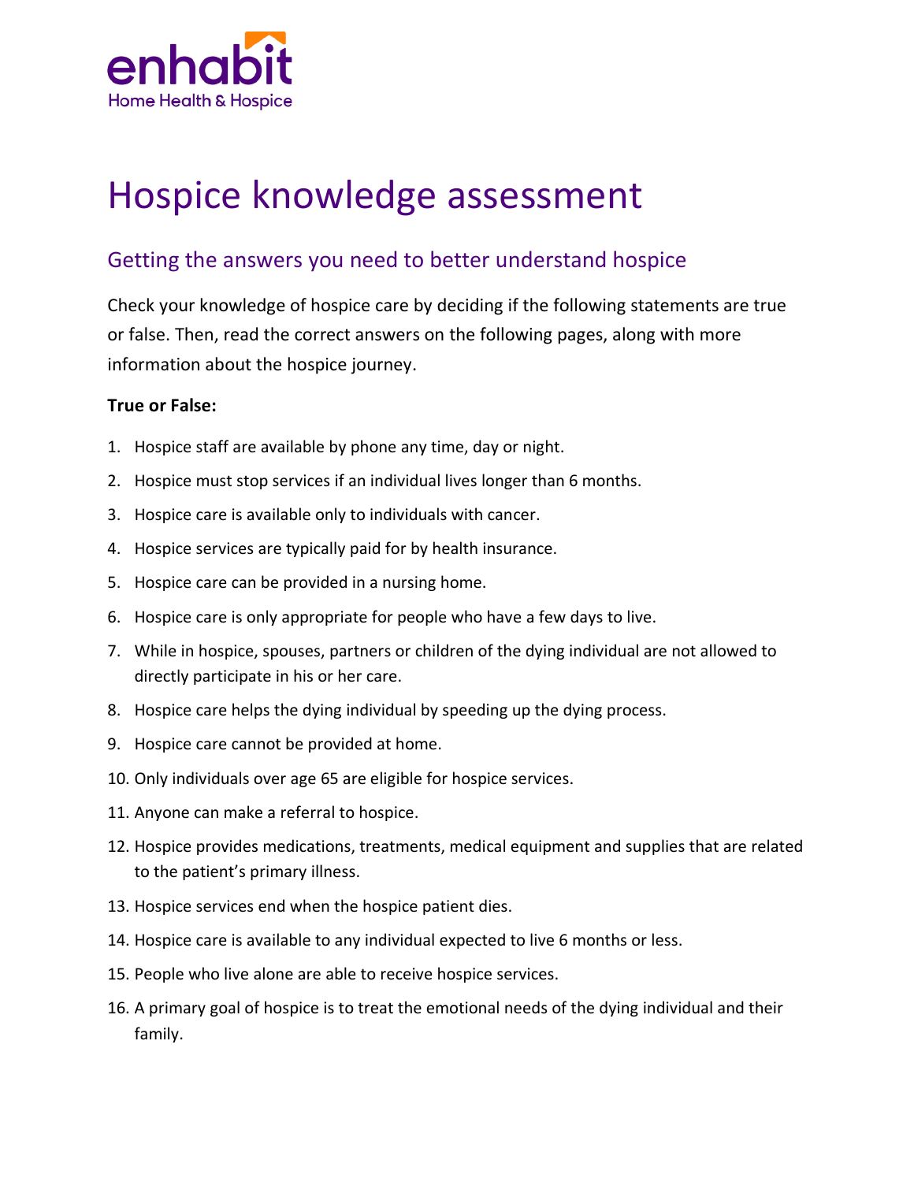enhabit
Home Health & Hospice

# Hospice knowledge assessment

## Getting the answers you need to better understand hospice

Check your knowledge of hospice care by deciding if the following statements are true or false. Then, read the correct answers on the following pages, along with more information about the hospice journey.

**True or False:**

1. Hospice staff are available by phone any time, day or night.
2. Hospice must stop services if an individual lives longer than 6 months.
3. Hospice care is available only to individuals with cancer.
4. Hospice services are typically paid for by health insurance.
5. Hospice care can be provided in a nursing home.
6. Hospice care is only appropriate for people who have a few days to live.
7. While in hospice, spouses, partners or children of the dying individual are not allowed to directly participate in his or her care.
8. Hospice care helps the dying individual by speeding up the dying process.
9. Hospice care cannot be provided at home.
10. Only individuals over age 65 are eligible for hospice services.
11. Anyone can make a referral to hospice.
12. Hospice provides medications, treatments, medical equipment and supplies that are related to the patient's primary illness.
13. Hospice services end when the hospice patient dies.
14. Hospice care is available to any individual expected to live 6 months or less.
15. People who live alone are able to receive hospice services.
16. A primary goal of hospice is to treat the emotional needs of the dying individual and their family.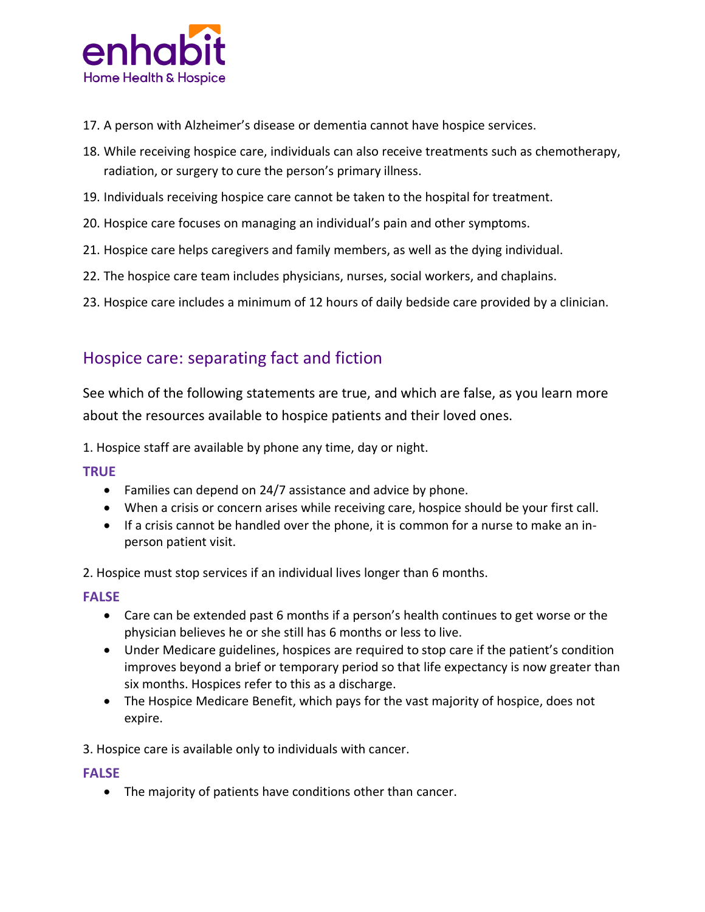17. A person with Alzheimer's disease or dementia cannot have hospice services.
18. While receiving hospice care, individuals can also receive treatments such as chemotherapy, radiation, or surgery to cure the person's primary illness.
19. Individuals receiving hospice care cannot be taken to the hospital for treatment.
20. Hospice care focuses on managing an individual's pain and other symptoms.
21. Hospice care helps caregivers and family members, as well as the dying individual.
22. The hospice care team includes physicians, nurses, social workers, and chaplains.
23. Hospice care includes a minimum of 12 hours of daily bedside care provided by a clinician.

## Hospice care: separating fact and fiction

See which of the following statements are true, and which are false, as you learn more about the resources available to hospice patients and their loved ones.

1. Hospice staff are available by phone any time, day or night.

**TRUE**

- Families can depend on 24/7 assistance and advice by phone.
- When a crisis or concern arises while receiving care, hospice should be your first call.
- If a crisis cannot be handled over the phone, it is common for a nurse to make an in-person patient visit.

2. Hospice must stop services if an individual lives longer than 6 months.

**FALSE**

- Care can be extended past 6 months if a person's health continues to get worse or the physician believes he or she still has 6 months or less to live.
- Under Medicare guidelines, hospices are required to stop care if the patient's condition improves beyond a brief or temporary period so that life expectancy is now greater than six months. Hospices refer to this as a discharge.
- The Hospice Medicare Benefit, which pays for the vast majority of hospice, does not expire.

3. Hospice care is available only to individuals with cancer.

**FALSE**

- The majority of patients have conditions other than cancer.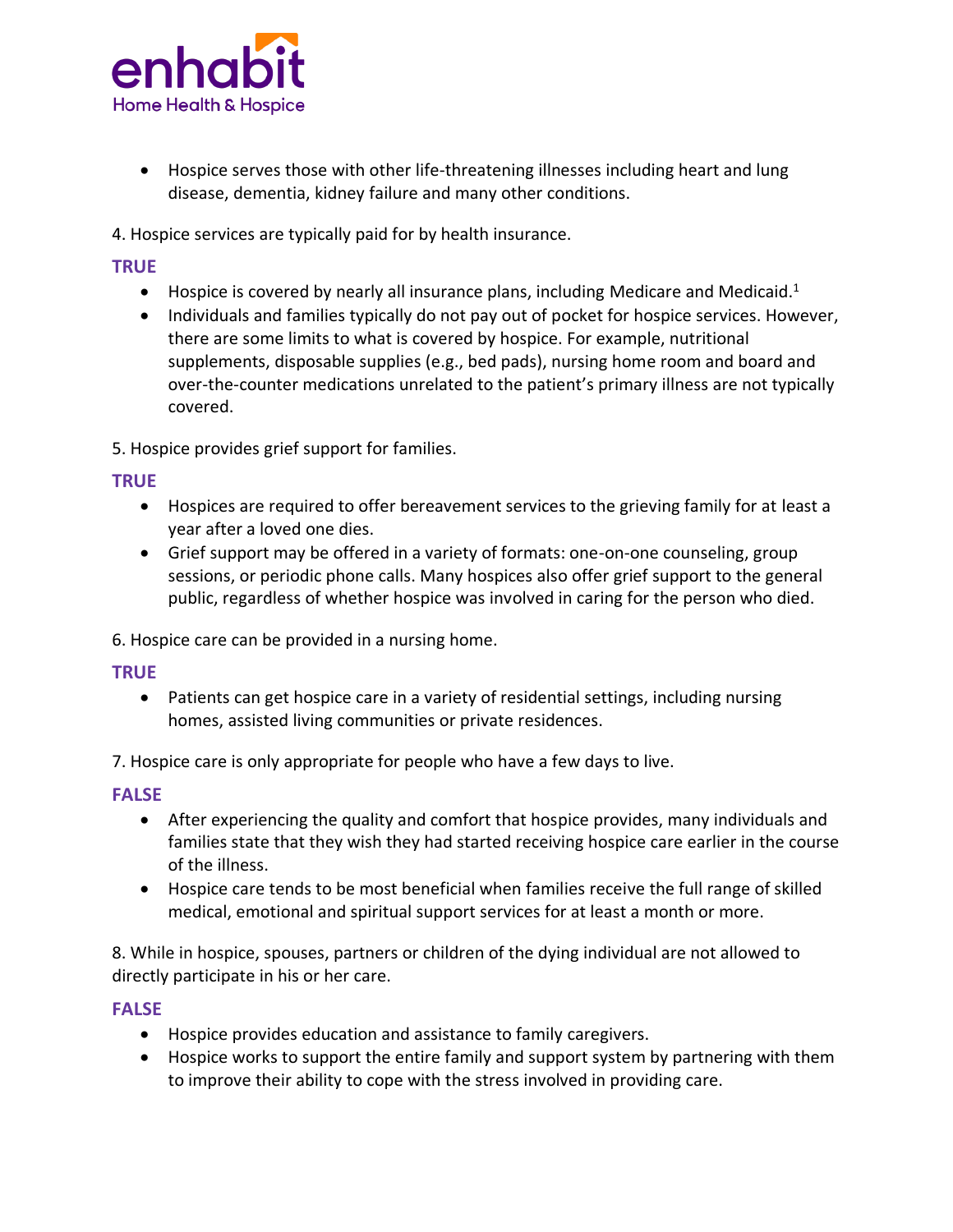- Hospice serves those with other life-threatening illnesses including heart and lung disease, dementia, kidney failure and many other conditions.

4. Hospice services are typically paid for by health insurance.

**TRUE**

- Hospice is covered by nearly all insurance plans, including Medicare and Medicaid.[1]
- Individuals and families typically do not pay out of pocket for hospice services. However, there are some limits to what is covered by hospice. For example, nutritional supplements, disposable supplies (e.g., bed pads), nursing home room and board and over-the-counter medications unrelated to the patient's primary illness are not typically covered.

5. Hospice provides grief support for families.

**TRUE**

- Hospices are required to offer bereavement services to the grieving family for at least a year after a loved one dies.
- Grief support may be offered in a variety of formats: one-on-one counseling, group sessions, or periodic phone calls. Many hospices also offer grief support to the general public, regardless of whether hospice was involved in caring for the person who died.

6. Hospice care can be provided in a nursing home.

**TRUE**

- Patients can get hospice care in a variety of residential settings, including nursing homes, assisted living communities or private residences.

7. Hospice care is only appropriate for people who have a few days to live.

**FALSE**

- After experiencing the quality and comfort that hospice provides, many individuals and families state that they wish they had started receiving hospice care earlier in the course of the illness.
- Hospice care tends to be most beneficial when families receive the full range of skilled medical, emotional and spiritual support services for at least a month or more.

8. While in hospice, spouses, partners or children of the dying individual are not allowed to directly participate in his or her care.

**FALSE**

- Hospice provides education and assistance to family caregivers.
- Hospice works to support the entire family and support system by partnering with them to improve their ability to cope with the stress involved in providing care.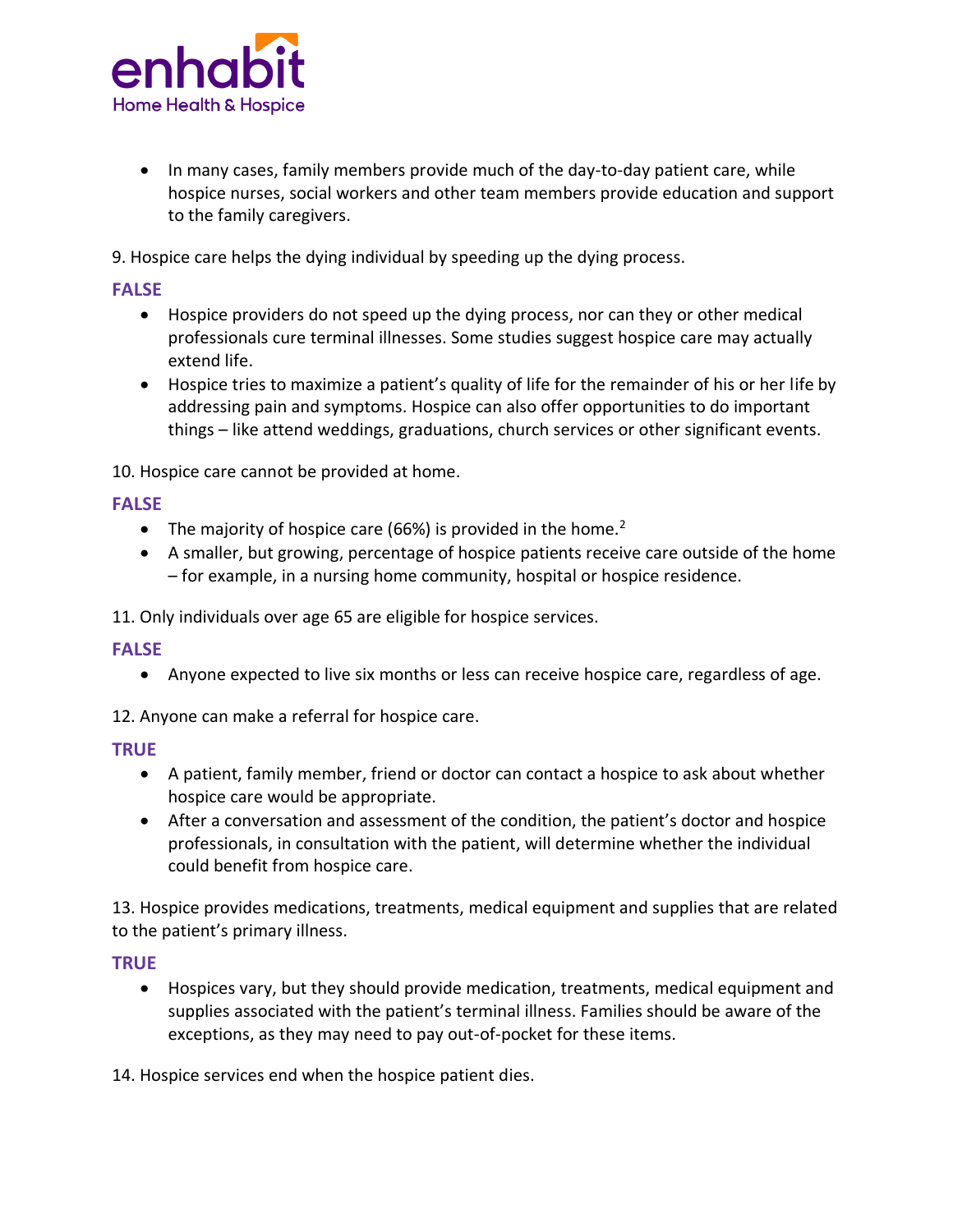- In many cases, family members provide much of the day-to-day patient care, while hospice nurses, social workers and other team members provide education and support to the family caregivers.

9. Hospice care helps the dying individual by speeding up the dying process.

**FALSE**

- Hospice providers do not speed up the dying process, nor can they or other medical professionals cure terminal illnesses. Some studies suggest hospice care may actually extend life.
- Hospice tries to maximize a patient's quality of life for the remainder of his or her life by addressing pain and symptoms. Hospice can also offer opportunities to do important things – like attend weddings, graduations, church services or other significant events.

10. Hospice care cannot be provided at home.

**FALSE**

- The majority of hospice care (66%) is provided in the home.[2]
- A smaller, but growing, percentage of hospice patients receive care outside of the home – for example, in a nursing home community, hospital or hospice residence.

11. Only individuals over age 65 are eligible for hospice services.

**FALSE**

- Anyone expected to live six months or less can receive hospice care, regardless of age.

12. Anyone can make a referral for hospice care.

**TRUE**

- A patient, family member, friend or doctor can contact a hospice to ask about whether hospice care would be appropriate.
- After a conversation and assessment of the condition, the patient's doctor and hospice professionals, in consultation with the patient, will determine whether the individual could benefit from hospice care.

13. Hospice provides medications, treatments, medical equipment and supplies that are related to the patient's primary illness.

**TRUE**

- Hospices vary, but they should provide medication, treatments, medical equipment and supplies associated with the patient's terminal illness. Families should be aware of the exceptions, as they may need to pay out-of-pocket for these items.

14. Hospice services end when the hospice patient dies.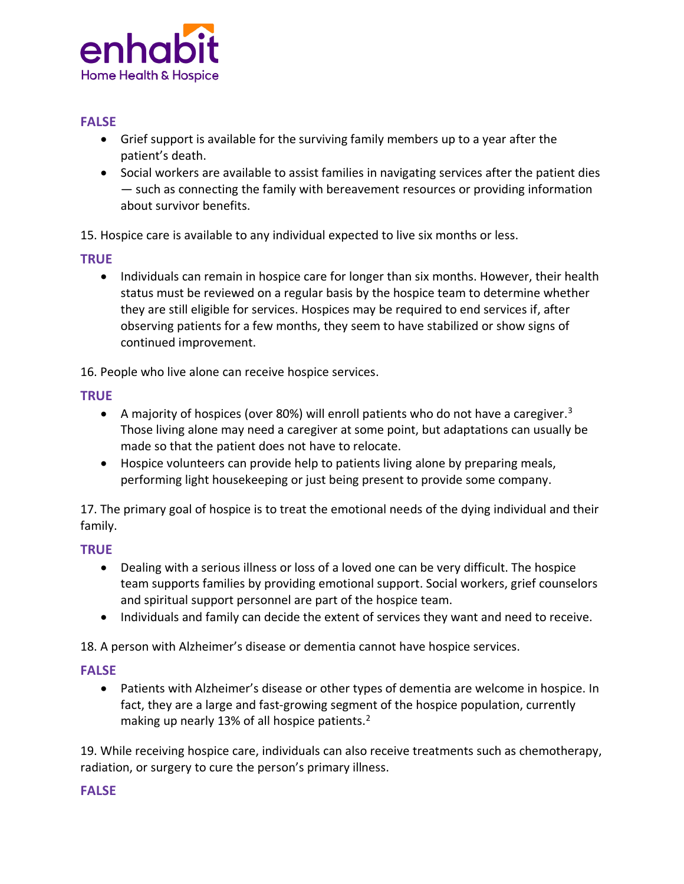**FALSE**

- Grief support is available for the surviving family members up to a year after the patient's death.
- Social workers are available to assist families in navigating services after the patient dies — such as connecting the family with bereavement resources or providing information about survivor benefits.

15. Hospice care is available to any individual expected to live six months or less.

**TRUE**

- Individuals can remain in hospice care for longer than six months. However, their health status must be reviewed on a regular basis by the hospice team to determine whether they are still eligible for services. Hospices may be required to end services if, after observing patients for a few months, they seem to have stabilized or show signs of continued improvement.

16. People who live alone can receive hospice services.

**TRUE**

- A majority of hospices (over 80%) will enroll patients who do not have a caregiver.[3] Those living alone may need a caregiver at some point, but adaptations can usually be made so that the patient does not have to relocate.
- Hospice volunteers can provide help to patients living alone by preparing meals, performing light housekeeping or just being present to provide some company.

17. The primary goal of hospice is to treat the emotional needs of the dying individual and their family.

**TRUE**

- Dealing with a serious illness or loss of a loved one can be very difficult. The hospice team supports families by providing emotional support. Social workers, grief counselors and spiritual support personnel are part of the hospice team.
- Individuals and family can decide the extent of services they want and need to receive.

18. A person with Alzheimer's disease or dementia cannot have hospice services.

**FALSE**

- Patients with Alzheimer's disease or other types of dementia are welcome in hospice. In fact, they are a large and fast-growing segment of the hospice population, currently making up nearly 13% of all hospice patients.[2]

19. While receiving hospice care, individuals can also receive treatments such as chemotherapy, radiation, or surgery to cure the person's primary illness.

**FALSE**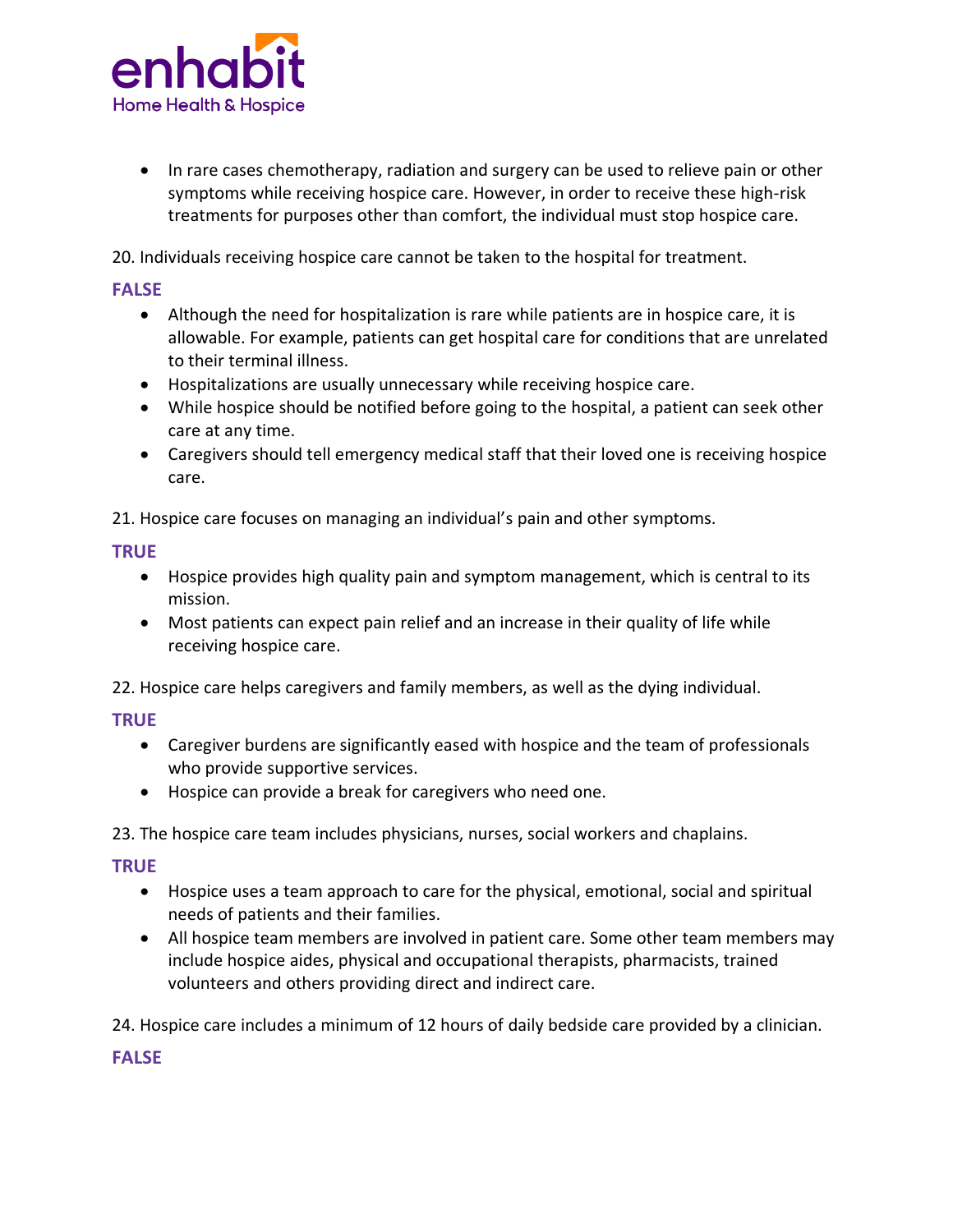- In rare cases chemotherapy, radiation and surgery can be used to relieve pain or other symptoms while receiving hospice care. However, in order to receive these high-risk treatments for purposes other than comfort, the individual must stop hospice care.

20. Individuals receiving hospice care cannot be taken to the hospital for treatment.

**FALSE**

- Although the need for hospitalization is rare while patients are in hospice care, it is allowable. For example, patients can get hospital care for conditions that are unrelated to their terminal illness.
- Hospitalizations are usually unnecessary while receiving hospice care.
- While hospice should be notified before going to the hospital, a patient can seek other care at any time.
- Caregivers should tell emergency medical staff that their loved one is receiving hospice care.

21. Hospice care focuses on managing an individual's pain and other symptoms.

**TRUE**

- Hospice provides high quality pain and symptom management, which is central to its mission.
- Most patients can expect pain relief and an increase in their quality of life while receiving hospice care.

22. Hospice care helps caregivers and family members, as well as the dying individual.

**TRUE**

- Caregiver burdens are significantly eased with hospice and the team of professionals who provide supportive services.
- Hospice can provide a break for caregivers who need one.

23. The hospice care team includes physicians, nurses, social workers and chaplains.

**TRUE**

- Hospice uses a team approach to care for the physical, emotional, social and spiritual needs of patients and their families.
- All hospice team members are involved in patient care. Some other team members may include hospice aides, physical and occupational therapists, pharmacists, trained volunteers and others providing direct and indirect care.

24. Hospice care includes a minimum of 12 hours of daily bedside care provided by a clinician.

**FALSE**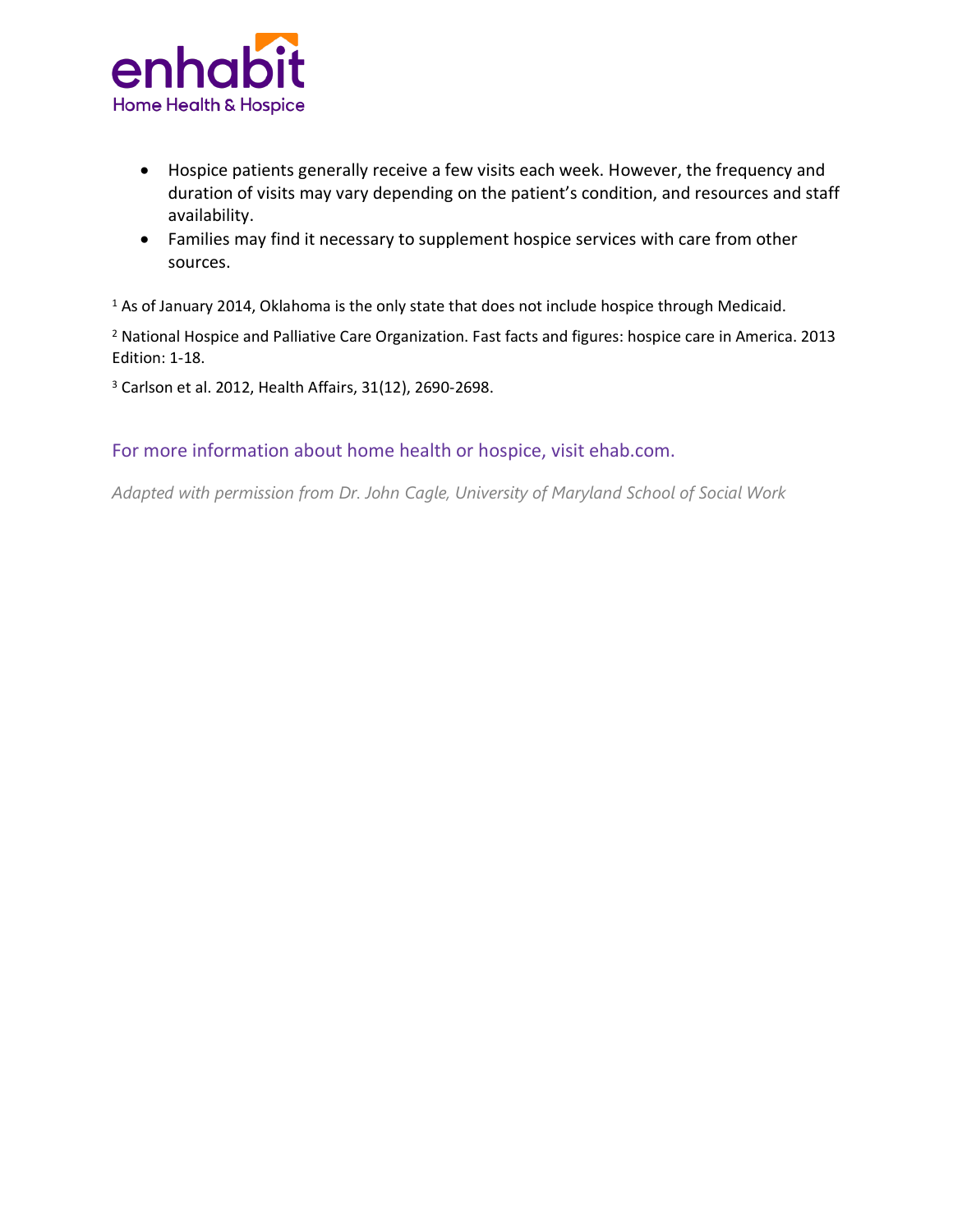- Hospice patients generally receive a few visits each week. However, the frequency and duration of visits may vary depending on the patient's condition, and resources and staff availability.
- Families may find it necessary to supplement hospice services with care from other sources.

[1] As of January 2014, Oklahoma is the only state that does not include hospice through Medicaid.

[2] National Hospice and Palliative Care Organization. Fast facts and figures: hospice care in America. 2013 Edition: 1-18.

[3] Carlson et al. 2012, Health Affairs, 31(12), 2690-2698.

For more information about home health or hospice, visit ehab.com.

*Adapted with permission from Dr. John Cagle, University of Maryland School of Social Work*